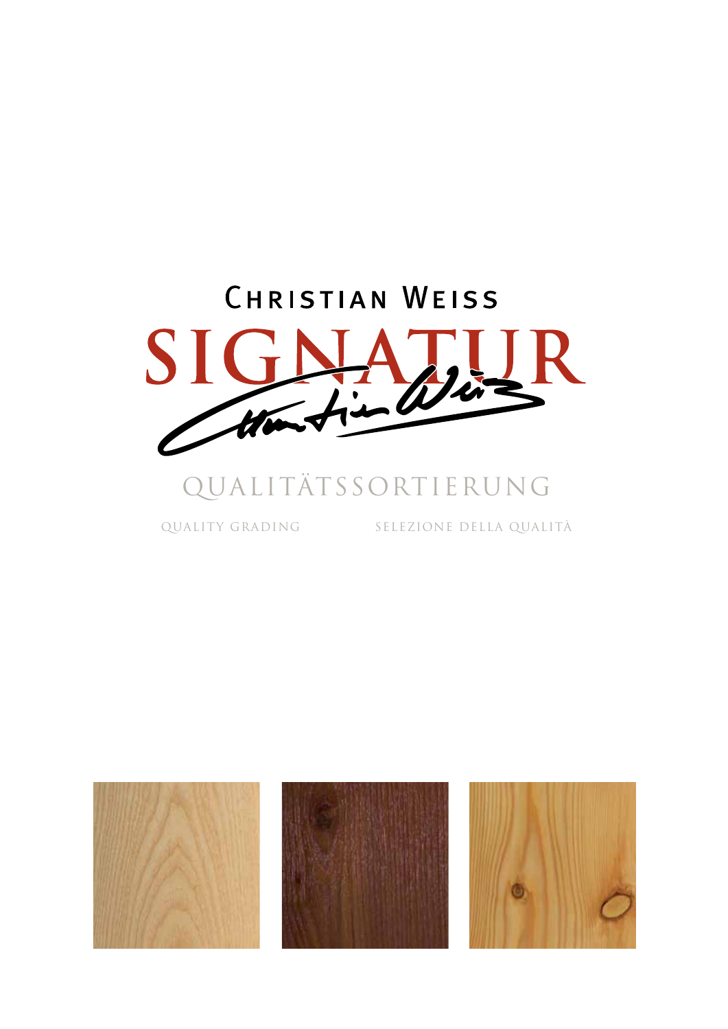Christian Weiss

# SIGNATUR

## QUALITÄTSSORTIERUNG

QUALITY GRADING

SELEZIONE DELLA QUALITÀ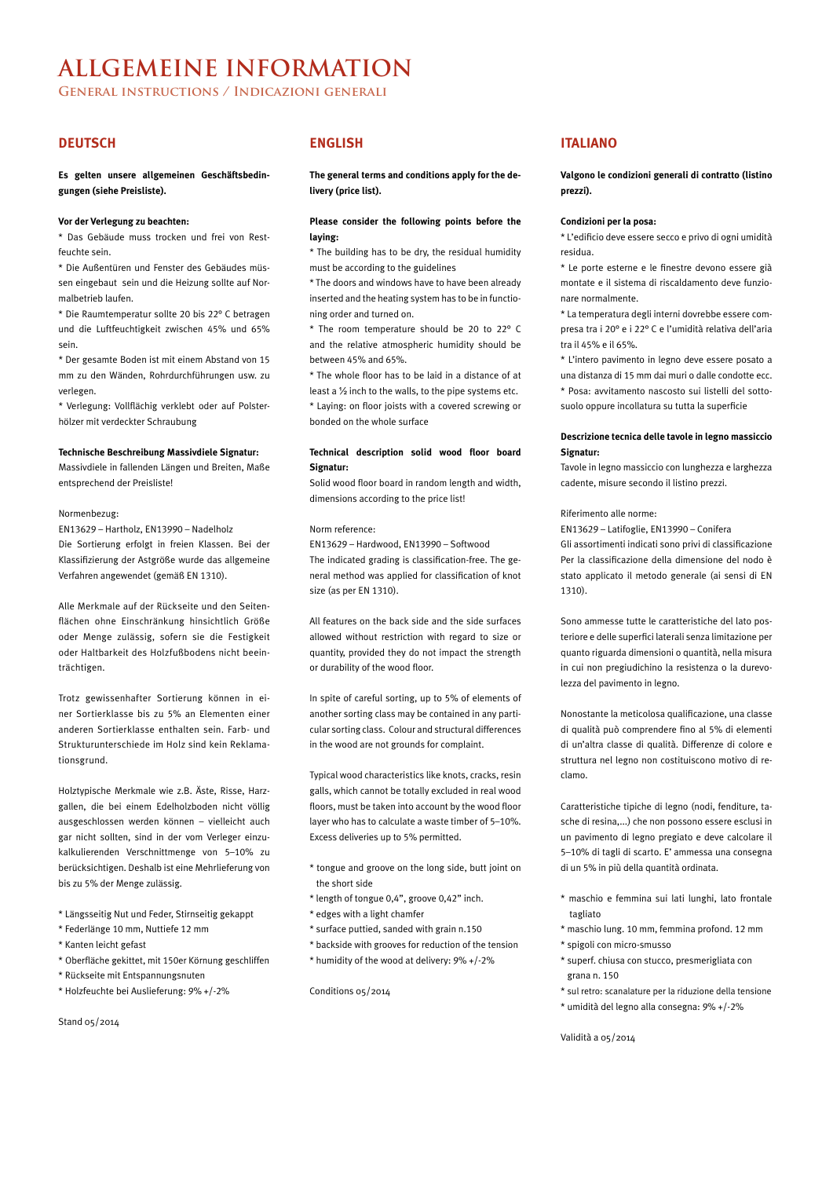# ALLGEMEINE INFORMATION

General instructions / Indicazioni generali

## DEUTSCH

**Es gelten unsere allgemeinen Geschäftsbedingungen (siehe Preisliste).**

**Vor der Verlegung zu beachten:**

* Das Gebäude muss trocken und frei von Restfeuchte sein.
* Die Außentüren und Fenster des Gebäudes müssen eingebaut sein und die Heizung sollte auf Normalbetrieb laufen.
* Die Raumtemperatur sollte 20 bis 22° C betragen und die Luftfeuchtigkeit zwischen 45% und 65% sein.
* Der gesamte Boden ist mit einem Abstand von 15 mm zu den Wänden, Rohrdurchführungen usw. zu verlegen.
* Verlegung: Vollflächig verklebt oder auf Polsterhölzer mit verdeckter Schraubung

**Technische Beschreibung Massivdiele Signatur:**

Massivdiele in fallenden Längen und Breiten, Maße entsprechend der Preisliste!

Normenbezug:
EN13629 – Hartholz, EN13990 – Nadelholz
Die Sortierung erfolgt in freien Klassen. Bei der Klassifizierung der Astgröße wurde das allgemeine Verfahren angewendet (gemäß EN 1310).

Alle Merkmale auf der Rückseite und den Seitenflächen ohne Einschränkung hinsichtlich Größe oder Menge zulässig, sofern sie die Festigkeit oder Haltbarkeit des Holzfußbodens nicht beeinträchtigen.

Trotz gewissenhafter Sortierung können in einer Sortierklasse bis zu 5% an Elementen einer anderen Sortierklasse enthalten sein. Farb- und Strukturunterschiede im Holz sind kein Reklamationsgrund.

Holztypische Merkmale wie z.B. Äste, Risse, Harzgallen, die bei einem Edelholzboden nicht völlig ausgeschlossen werden können – vielleicht auch gar nicht sollten, sind in der vom Verleger einzukalkulierenden Verschnittmenge von 5–10% zu berücksichtigen. Deshalb ist eine Mehrlieferung von bis zu 5% der Menge zulässig.

* Längsseitig Nut und Feder, Stirnseitig gekappt
* Federlänge 10 mm, Nuttiefe 12 mm
* Kanten leicht gefast
* Oberfläche gekittet, mit 150er Körnung geschliffen
* Rückseite mit Entspannungsnuten
* Holzfeuchte bei Auslieferung: 9% +/-2%

Stand 05/2014

## ENGLISH

**The general terms and conditions apply for the delivery (price list).**

**Please consider the following points before the laying:**

* The building has to be dry, the residual humidity must be according to the guidelines
* The doors and windows have to have been already inserted and the heating system has to be in functioning order and turned on.
* The room temperature should be 20 to 22° C and the relative atmospheric humidity should be between 45% and 65%.
* The whole floor has to be laid in a distance of at least a ½ inch to the walls, to the pipe systems etc.
* Laying: on floor joists with a covered screwing or bonded on the whole surface

**Technical description solid wood floor board Signatur:**

Solid wood floor board in random length and width, dimensions according to the price list!

Norm reference:
EN13629 – Hardwood, EN13990 – Softwood
The indicated grading is classification-free. The general method was applied for classification of knot size (as per EN 1310).

All features on the back side and the side surfaces allowed without restriction with regard to size or quantity, provided they do not impact the strength or durability of the wood floor.

In spite of careful sorting, up to 5% of elements of another sorting class may be contained in any particular sorting class. Colour and structural differences in the wood are not grounds for complaint.

Typical wood characteristics like knots, cracks, resin galls, which cannot be totally excluded in real wood floors, must be taken into account by the wood floor layer who has to calculate a waste timber of 5–10%. Excess deliveries up to 5% permitted.

* tongue and groove on the long side, butt joint on the short side
* length of tongue 0,4", groove 0,42" inch.
* edges with a light chamfer
* surface puttied, sanded with grain n.150
* backside with grooves for reduction of the tension
* humidity of the wood at delivery: 9% +/-2%

Conditions 05/2014

## ITALIANO

**Valgono le condizioni generali di contratto (listino prezzi).**

**Condizioni per la posa:**

* L'edificio deve essere secco e privo di ogni umidità residua.
* Le porte esterne e le finestre devono essere già montate e il sistema di riscaldamento deve funzionare normalmente.
* La temperatura degli interni dovrebbe essere compresa tra i 20° e i 22° C e l'umidità relativa dell'aria tra il 45% e il 65%.
* L'intero pavimento in legno deve essere posato a una distanza di 15 mm dai muri o dalle condotte ecc.
* Posa: avvitamento nascosto sui listelli del sottosuolo oppure incollatura su tutta la superficie

**Descrizione tecnica delle tavole in legno massiccio Signatur:**

Tavole in legno massiccio con lunghezza e larghezza cadente, misure secondo il listino prezzi.

Riferimento alle norme:
EN13629 – Latifoglie, EN13990 – Conifera
Gli assortimenti indicati sono privi di classificazione
Per la classificazione della dimensione del nodo è stato applicato il metodo generale (ai sensi di EN 1310).

Sono ammesse tutte le caratteristiche del lato posteriore e delle superfici laterali senza limitazione per quanto riguarda dimensioni o quantità, nella misura in cui non pregiudichino la resistenza o la durevolezza del pavimento in legno.

Nonostante la meticolosa qualificazione, una classe di qualità può comprendere fino al 5% di elementi di un'altra classe di qualità. Differenze di colore e struttura nel legno non costituiscono motivo di reclamo.

Caratteristiche tipiche di legno (nodi, fenditure, tasche di resina,...) che non possono essere esclusi in un pavimento di legno pregiato e deve calcolare il 5–10% di tagli di scarto. E' ammessa una consegna di un 5% in più della quantità ordinata.

* maschio e femmina sui lati lunghi, lato frontale tagliato
* maschio lung. 10 mm, femmina profond. 12 mm
* spigoli con micro-smusso
* superf. chiusa con stucco, presmerigliata con grana n. 150
* sul retro: scanalature per la riduzione della tensione
* umidità del legno alla consegna: 9% +/-2%

Validità a 05/2014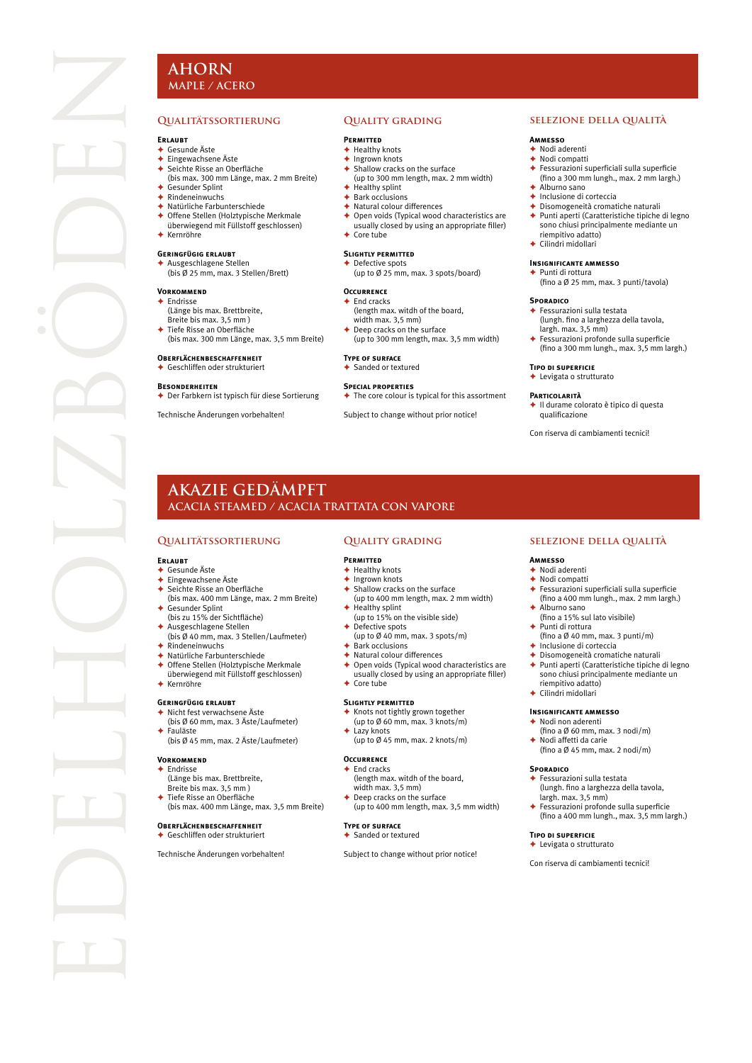# AHORN
## MAPLE / ACERO

### Qualitätssortierung

**Erlaubt**
- Gesunde Äste
- Eingewachsene Äste
- Seichte Risse an Oberfläche (bis max. 300 mm Länge, max. 2 mm Breite)
- Gesunder Splint
- Rindeneinwuchs
- Natürliche Farbunterschiede
- Offene Stellen (Holztypische Merkmale überwiegend mit Füllstoff geschlossen)
- Kernröhre

**Geringfügig erlaubt**
- Ausgeschlagene Stellen (bis Ø 25 mm, max. 3 Stellen/Brett)

**Vorkommend**
- Endrisse (Länge bis max. Brettbreite, Breite bis max. 3,5 mm )
- Tiefe Risse an Oberfläche (bis max. 300 mm Länge, max. 3,5 mm Breite)

**Oberflächenbeschaffenheit**
- Geschliffen oder strukturiert

**Besonderheiten**
- Der Farbkern ist typisch für diese Sortierung

Technische Änderungen vorbehalten!

### Quality grading

**Permitted**
- Healthy knots
- Ingrown knots
- Shallow cracks on the surface (up to 300 mm length, max. 2 mm width)
- Healthy splint
- Bark occlusions
- Natural colour differences
- Open voids (Typical wood characteristics are usually closed by using an appropriate filler)
- Core tube

**Slightly permitted**
- Defective spots (up to Ø 25 mm, max. 3 spots/board)

**Occurrence**
- End cracks (length max. witdh of the board, width max. 3,5 mm)
- Deep cracks on the surface (up to 300 mm length, max. 3,5 mm width)

**Type of surface**
- Sanded or textured

**Special properties**
- The core colour is typical for this assortment

Subject to change without prior notice!

### Selezione della qualità

**Ammesso**
- Nodi aderenti
- Nodi compatti
- Fessurazioni superficiali sulla superficie (fino a 300 mm lungh., max. 2 mm largh.)
- Alburno sano
- Inclusione di corteccia
- Disomogeneità cromatiche naturali
- Punti aperti (Caratteristiche tipiche di legno sono chiusi principalmente mediante un riempitivo adatto)
- Cilindri midollari

**Insignificante ammesso**
- Punti di rottura (fino a Ø 25 mm, max. 3 punti/tavola)

**Sporadico**
- Fessurazioni sulla testata (lungh. fino a larghezza della tavola, largh. max. 3,5 mm)
- Fessurazioni profonde sulla superficie (fino a 300 mm lungh., max. 3,5 mm largh.)

**Tipo di superficie**
- Levigata o strutturato

**Particolarità**
- Il durame colorato è tipico di questa qualificazione

Con riserva di cambiamenti tecnici!

# AKAZIE GEDÄMPFT
## ACACIA STEAMED / ACACIA TRATTATA CON VAPORE

### Qualitätssortierung

**Erlaubt**
- Gesunde Äste
- Eingewachsene Äste
- Seichte Risse an Oberfläche (bis max. 400 mm Länge, max. 2 mm Breite)
- Gesunder Splint (bis zu 15% der Sichtfläche)
- Ausgeschlagene Stellen (bis Ø 40 mm, max. 3 Stellen/Laufmeter)
- Rindeneinwuchs
- Natürliche Farbunterschiede
- Offene Stellen (Holztypische Merkmale überwiegend mit Füllstoff geschlossen)
- Kernröhre

**Geringfügig erlaubt**
- Nicht fest verwachsene Äste (bis Ø 60 mm, max. 3 Äste/Laufmeter)
- Fauläste (bis Ø 45 mm, max. 2 Äste/Laufmeter)

**Vorkommend**
- Endrisse (Länge bis max. Brettbreite, Breite bis max. 3,5 mm )
- Tiefe Risse an Oberfläche (bis max. 400 mm Länge, max. 3,5 mm Breite)

**Oberflächenbeschaffenheit**
- Geschliffen oder strukturiert

Technische Änderungen vorbehalten!

### Quality grading

**Permitted**
- Healthy knots
- Ingrown knots
- Shallow cracks on the surface (up to 400 mm length, max. 2 mm width)
- Healthy splint (up to 15% on the visible side)
- Defective spots (up to Ø 40 mm, max. 3 spots/m)
- Bark occlusions
- Natural colour differences
- Open voids (Typical wood characteristics are usually closed by using an appropriate filler)
- Core tube

**Slightly permitted**
- Knots not tightly grown together (up to Ø 60 mm, max. 3 knots/m)
- Lazy knots (up to Ø 45 mm, max. 2 knots/m)

**Occurrence**
- End cracks (length max. witdh of the board, width max. 3,5 mm)
- Deep cracks on the surface (up to 400 mm length, max. 3,5 mm width)

**Type of surface**
- Sanded or textured

Subject to change without prior notice!

### Selezione della qualità

**Ammesso**
- Nodi aderenti
- Nodi compatti
- Fessurazioni superficiali sulla superficie (fino a 400 mm lungh., max. 2 mm largh.)
- Alburno sano (fino a 15% sul lato visibile)
- Punti di rottura (fino a Ø 40 mm, max. 3 punti/m)
- Inclusione di corteccia
- Disomogeneità cromatiche naturali
- Punti aperti (Caratteristiche tipiche di legno sono chiusi principalmente mediante un riempitivo adatto)
- Cilindri midollari

**Insignificante ammesso**
- Nodi non aderenti (fino a Ø 60 mm, max. 3 nodi/m)
- Nodi affetti da carie (fino a Ø 45 mm, max. 2 nodi/m)

**Sporadico**
- Fessurazioni sulla testata (lungh. fino a larghezza della tavola, largh. max. 3,5 mm)
- Fessurazioni profonde sulla superficie (fino a 400 mm lungh., max. 3,5 mm largh.)

**Tipo di superficie**
- Levigata o strutturato

Con riserva di cambiamenti tecnici!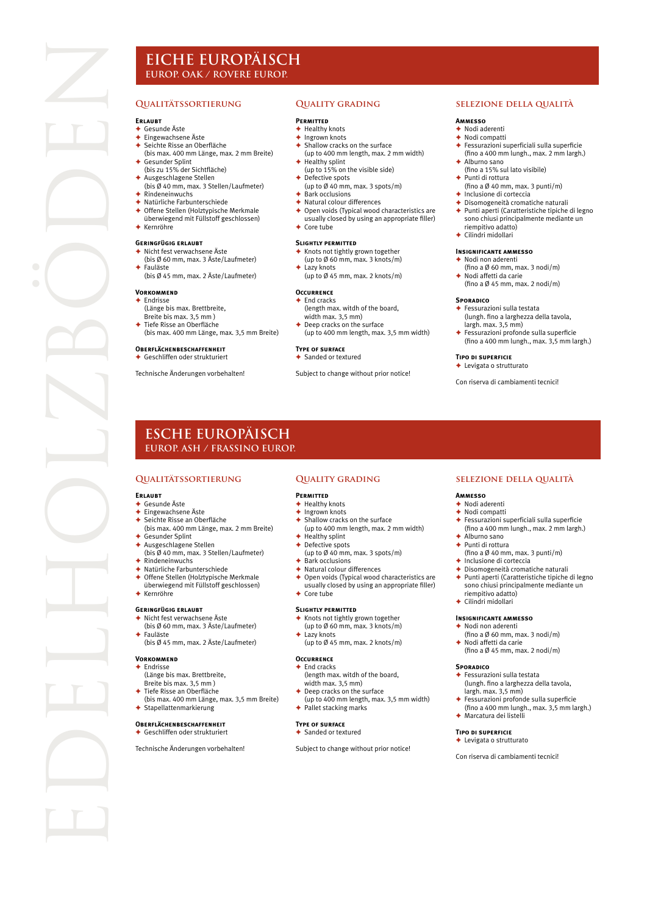# EICHE EUROPÄISCH
## EUROP. OAK / ROVERE EUROP.

### Qualitätssortierung

**Erlaubt**
- Gesunde Äste
- Eingewachsene Äste
- Seichte Risse an Oberfläche (bis max. 400 mm Länge, max. 2 mm Breite)
- Gesunder Splint (bis zu 15% der Sichtfläche)
- Ausgeschlagene Stellen (bis Ø 40 mm, max. 3 Stellen/Laufmeter)
- Rindeneinwuchs
- Natürliche Farbunterschiede
- Offene Stellen (Holztypische Merkmale überwiegend mit Füllstoff geschlossen)
- Kernröhre

**Geringfügig erlaubt**
- Nicht fest verwachsene Äste (bis Ø 60 mm, max. 3 Äste/Laufmeter)
- Fauläste (bis Ø 45 mm, max. 2 Äste/Laufmeter)

**Vorkommend**
- Endrisse (Länge bis max. Brettbreite, Breite bis max. 3,5 mm )
- Tiefe Risse an Oberfläche (bis max. 400 mm Länge, max. 3,5 mm Breite)

**Oberflächenbeschaffenheit**
- Geschliffen oder strukturiert

Technische Änderungen vorbehalten!

### Quality grading

**Permitted**
- Healthy knots
- Ingrown knots
- Shallow cracks on the surface (up to 400 mm length, max. 2 mm width)
- Healthy splint (up to 15% on the visible side)
- Defective spots (up to Ø 40 mm, max. 3 spots/m)
- Bark occlusions
- Natural colour differences
- Open voids (Typical wood characteristics are usually closed by using an appropriate filler)
- Core tube

**Slightly permitted**
- Knots not tightly grown together (up to Ø 60 mm, max. 3 knots/m)
- Lazy knots (up to Ø 45 mm, max. 2 knots/m)

**Occurrence**
- End cracks (length max. witdh of the board, width max. 3,5 mm)
- Deep cracks on the surface (up to 400 mm length, max. 3,5 mm width)

**Type of surface**
- Sanded or textured

Subject to change without prior notice!

### Selezione della qualità

**Ammesso**
- Nodi aderenti
- Nodi compatti
- Fessurazioni superficiali sulla superficie (fino a 400 mm lungh., max. 2 mm largh.)
- Alburno sano (fino a 15% sul lato visibile)
- Punti di rottura (fino a Ø 40 mm, max. 3 punti/m)
- Inclusione di corteccia
- Disomogeneità cromatiche naturali
- Punti aperti (Caratteristiche tipiche di legno sono chiusi principalmente mediante un riempitivo adatto)
- Cilindri midollari

**Insignificante ammesso**
- Nodi non aderenti (fino a Ø 60 mm, max. 3 nodi/m)
- Nodi affetti da carie (fino a Ø 45 mm, max. 2 nodi/m)

**Sporadico**
- Fessurazioni sulla testata (lungh. fino a larghezza della tavola, largh. max. 3,5 mm)
- Fessurazioni profonde sulla superficie (fino a 400 mm lungh., max. 3,5 mm largh.)

**Tipo di superficie**
- Levigata o strutturato

Con riserva di cambiamenti tecnici!

# ESCHE EUROPÄISCH
## EUROP. ASH / FRASSINO EUROP.

### Qualitätssortierung

**Erlaubt**
- Gesunde Äste
- Eingewachsene Äste
- Seichte Risse an Oberfläche (bis max. 400 mm Länge, max. 2 mm Breite)
- Gesunder Splint
- Ausgeschlagene Stellen (bis Ø 40 mm, max. 3 Stellen/Laufmeter)
- Rindeneinwuchs
- Natürliche Farbunterschiede
- Offene Stellen (Holztypische Merkmale überwiegend mit Füllstoff geschlossen)
- Kernröhre

**Geringfügig erlaubt**
- Nicht fest verwachsene Äste (bis Ø 60 mm, max. 3 Äste/Laufmeter)
- Fauläste (bis Ø 45 mm, max. 2 Äste/Laufmeter)

**Vorkommend**
- Endrisse (Länge bis max. Brettbreite, Breite bis max. 3,5 mm )
- Tiefe Risse an Oberfläche (bis max. 400 mm Länge, max. 3,5 mm Breite)
- Stapellattenmarkierung

**Oberflächenbeschaffenheit**
- Geschliffen oder strukturiert

Technische Änderungen vorbehalten!

### Quality grading

**Permitted**
- Healthy knots
- Ingrown knots
- Shallow cracks on the surface (up to 400 mm length, max. 2 mm width)
- Healthy splint
- Defective spots (up to Ø 40 mm, max. 3 spots/m)
- Bark occlusions
- Natural colour differences
- Open voids (Typical wood characteristics are usually closed by using an appropriate filler)
- Core tube

**Slightly permitted**
- Knots not tightly grown together (up to Ø 60 mm, max. 3 knots/m)
- Lazy knots (up to Ø 45 mm, max. 2 knots/m)

**Occurrence**
- End cracks (length max. witdh of the board, width max. 3,5 mm)
- Deep cracks on the surface (up to 400 mm length, max. 3,5 mm width)
- Pallet stacking marks

**Type of surface**
- Sanded or textured

Subject to change without prior notice!

### Selezione della qualità

**Ammesso**
- Nodi aderenti
- Nodi compatti
- Fessurazioni superficiali sulla superficie (fino a 400 mm lungh., max. 2 mm largh.)
- Alburno sano
- Punti di rottura (fino a Ø 40 mm, max. 3 punti/m)
- Inclusione di corteccia
- Disomogeneità cromatiche naturali
- Punti aperti (Caratteristiche tipiche di legno sono chiusi principalmente mediante un riempitivo adatto)
- Cilindri midollari

**Insignificante ammesso**
- Nodi non aderenti (fino a Ø 60 mm, max. 3 nodi/m)
- Nodi affetti da carie (fino a Ø 45 mm, max. 2 nodi/m)

**Sporadico**
- Fessurazioni sulla testata (lungh. fino a larghezza della tavola, largh. max. 3,5 mm)
- Fessurazioni profonde sulla superficie (fino a 400 mm lungh., max. 3,5 mm largh.)
- Marcatura dei listelli

**Tipo di superficie**
- Levigata o strutturato

Con riserva di cambiamenti tecnici!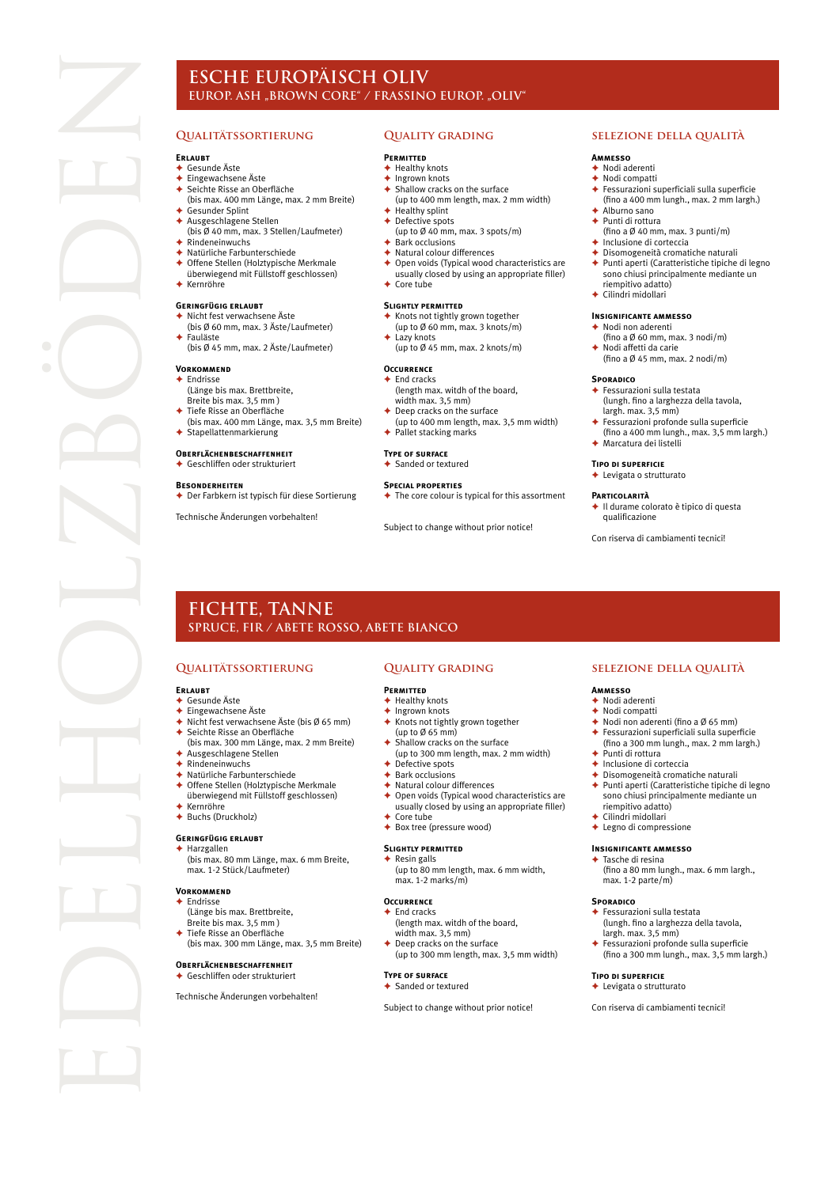# ESCHE EUROPÄISCH OLIV

## EUROP. ASH „BROWN CORE" / FRASSINO EUROP. „OLIV"

### Qualitätssortierung

**Erlaubt**
- Gesunde Äste
- Eingewachsene Äste
- Seichte Risse an Oberfläche (bis max. 400 mm Länge, max. 2 mm Breite)
- Gesunder Splint
- Ausgeschlagene Stellen (bis Ø 40 mm, max. 3 Stellen/Laufmeter)
- Rindeneinwuchs
- Natürliche Farbunterschiede
- Offene Stellen (Holztypische Merkmale überwiegend mit Füllstoff geschlossen)
- Kernröhre

**Geringfügig erlaubt**
- Nicht fest verwachsene Äste (bis Ø 60 mm, max. 3 Äste/Laufmeter)
- Fauläste (bis Ø 45 mm, max. 2 Äste/Laufmeter)

**Vorkommend**
- Endrisse (Länge bis max. Brettbreite, Breite bis max. 3,5 mm )
- Tiefe Risse an Oberfläche (bis max. 400 mm Länge, max. 3,5 mm Breite)
- Stapellattenmarkierung

**Oberflächenbeschaffenheit**
- Geschliffen oder strukturiert

**Besonderheiten**
- Der Farbkern ist typisch für diese Sortierung

Technische Änderungen vorbehalten!

### Quality grading

**Permitted**
- Healthy knots
- Ingrown knots
- Shallow cracks on the surface (up to 400 mm length, max. 2 mm width)
- Healthy splint
- Defective spots (up to Ø 40 mm, max. 3 spots/m)
- Bark occlusions
- Natural colour differences
- Open voids (Typical wood characteristics are usually closed by using an appropriate filler)
- Core tube

**Slightly permitted**
- Knots not tightly grown together (up to Ø 60 mm, max. 3 knots/m)
- Lazy knots (up to Ø 45 mm, max. 2 knots/m)

**Occurrence**
- End cracks (length max. witdh of the board, width max. 3,5 mm)
- Deep cracks on the surface (up to 400 mm length, max. 3,5 mm width)
- Pallet stacking marks

**Type of surface**
- Sanded or textured

**Special properties**
- The core colour is typical for this assortment

Subject to change without prior notice!

### Selezione della qualità

**Ammesso**
- Nodi aderenti
- Nodi compatti
- Fessurazioni superficiali sulla superficie (fino a 400 mm lungh., max. 2 mm largh.)
- Alburno sano
- Punti di rottura (fino a Ø 40 mm, max. 3 punti/m)
- Inclusione di corteccia
- Disomogeneità cromatiche naturali
- Punti aperti (Caratteristiche tipiche di legno sono chiusi principalmente mediante un riempitivo adatto)
- Cilindri midollari

**Insignificante ammesso**
- Nodi non aderenti (fino a Ø 60 mm, max. 3 nodi/m)
- Nodi affetti da carie (fino a Ø 45 mm, max. 2 nodi/m)

**Sporadico**
- Fessurazioni sulla testata (lungh. fino a larghezza della tavola, largh. max. 3,5 mm)
- Fessurazioni profonde sulla superficie (fino a 400 mm lungh., max. 3,5 mm largh.)
- Marcatura dei listelli

**Tipo di superficie**
- Levigata o strutturato

**Particolarità**
- Il durame colorato è tipico di questa qualificazione

Con riserva di cambiamenti tecnici!

# FICHTE, TANNE

## SPRUCE, FIR / ABETE ROSSO, ABETE BIANCO

### Qualitätssortierung

**Erlaubt**
- Gesunde Äste
- Eingewachsene Äste
- Nicht fest verwachsene Äste (bis Ø 65 mm)
- Seichte Risse an Oberfläche (bis max. 300 mm Länge, max. 2 mm Breite)
- Ausgeschlagene Stellen
- Rindeneinwuchs
- Natürliche Farbunterschiede
- Offene Stellen (Holztypische Merkmale überwiegend mit Füllstoff geschlossen)
- Kernröhre
- Buchs (Druckholz)

**Geringfügig erlaubt**
- Harzgallen (bis max. 80 mm Länge, max. 6 mm Breite, max. 1-2 Stück/Laufmeter)

**Vorkommend**
- Endrisse (Länge bis max. Brettbreite, Breite bis max. 3,5 mm )
- Tiefe Risse an Oberfläche (bis max. 300 mm Länge, max. 3,5 mm Breite)

**Oberflächenbeschaffenheit**
- Geschliffen oder strukturiert

Technische Änderungen vorbehalten!

### Quality grading

**Permitted**
- Healthy knots
- Ingrown knots
- Knots not tightly grown together (up to Ø 65 mm)
- Shallow cracks on the surface (up to 300 mm length, max. 2 mm width)
- Defective spots
- Bark occlusions
- Natural colour differences
- Open voids (Typical wood characteristics are usually closed by using an appropriate filler)
- Core tube
- Box tree (pressure wood)

**Slightly permitted**
- Resin galls (up to 80 mm length, max. 6 mm width, max. 1-2 marks/m)

**Occurrence**
- End cracks (length max. witdh of the board, width max. 3,5 mm)
- Deep cracks on the surface (up to 300 mm length, max. 3,5 mm width)

**Type of surface**
- Sanded or textured

Subject to change without prior notice!

### Selezione della qualità

**Ammesso**
- Nodi aderenti
- Nodi compatti
- Nodi non aderenti (fino a Ø 65 mm)
- Fessurazioni superficiali sulla superficie (fino a 300 mm lungh., max. 2 mm largh.)
- Punti di rottura
- Inclusione di corteccia
- Disomogeneità cromatiche naturali
- Punti aperti (Caratteristiche tipiche di legno sono chiusi principalmente mediante un riempitivo adatto)
- Cilindri midollari
- Legno di compressione

**Insignificante ammesso**
- Tasche di resina (fino a 80 mm lungh., max. 6 mm largh., max. 1-2 parte/m)

**Sporadico**
- Fessurazioni sulla testata (lungh. fino a larghezza della tavola, largh. max. 3,5 mm)
- Fessurazioni profonde sulla superficie (fino a 300 mm lungh., max. 3,5 mm largh.)

**Tipo di superficie**
- Levigata o strutturato

Con riserva di cambiamenti tecnici!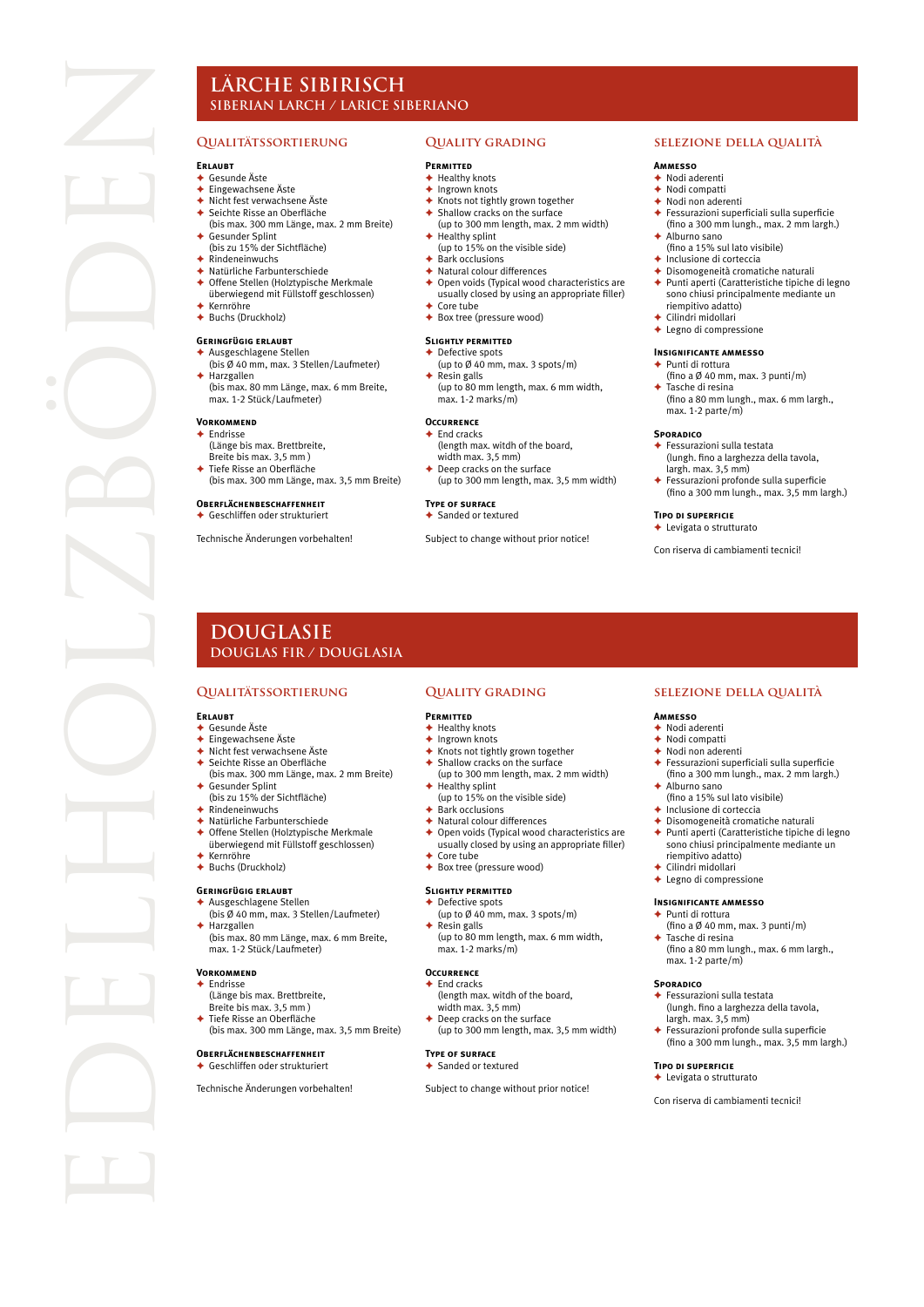## LÄRCHE SIBIRISCH
### SIBERIAN LARCH / LARICE SIBERIANO

### QUALITÄTSSORTIERUNG

**Erlaubt**
- Gesunde Äste
- Eingewachsene Äste
- Nicht fest verwachsene Äste
- Seichte Risse an Oberfläche (bis max. 300 mm Länge, max. 2 mm Breite)
- Gesunder Splint (bis zu 15% der Sichtfläche)
- Rindeneinwuchs
- Natürliche Farbunterschiede
- Offene Stellen (Holztypische Merkmale überwiegend mit Füllstoff geschlossen)
- Kernröhre
- Buchs (Druckholz)

**Geringfügig erlaubt**
- Ausgeschlagene Stellen (bis Ø 40 mm, max. 3 Stellen/Laufmeter)
- Harzgallen (bis max. 80 mm Länge, max. 6 mm Breite, max. 1-2 Stück/Laufmeter)

**Vorkommend**
- Endrisse (Länge bis max. Brettbreite, Breite bis max. 3,5 mm )
- Tiefe Risse an Oberfläche (bis max. 300 mm Länge, max. 3,5 mm Breite)

**Oberflächenbeschaffenheit**
- Geschliffen oder strukturiert

Technische Änderungen vorbehalten!

### QUALITY GRADING

**Permitted**
- Healthy knots
- Ingrown knots
- Knots not tightly grown together
- Shallow cracks on the surface (up to 300 mm length, max. 2 mm width)
- Healthy splint (up to 15% on the visible side)
- Bark occlusions
- Natural colour differences
- Open voids (Typical wood characteristics are usually closed by using an appropriate filler)
- Core tube
- Box tree (pressure wood)

**Slightly permitted**
- Defective spots (up to Ø 40 mm, max. 3 spots/m)
- Resin galls (up to 80 mm length, max. 6 mm width, max. 1-2 marks/m)

**Occurrence**
- End cracks (length max. witdh of the board, width max. 3,5 mm)
- Deep cracks on the surface (up to 300 mm length, max. 3,5 mm width)

**Type of surface**
- Sanded or textured

Subject to change without prior notice!

### SELEZIONE DELLA QUALITÀ

**Ammesso**
- Nodi aderenti
- Nodi compatti
- Nodi non aderenti
- Fessurazioni superficiali sulla superficie (fino a 300 mm lungh., max. 2 mm largh.)
- Alburno sano (fino a 15% sul lato visibile)
- Inclusione di corteccia
- Disomogeneità cromatiche naturali
- Punti aperti (Caratteristiche tipiche di legno sono chiusi principalmente mediante un riempitivo adatto)
- Cilindri midollari
- Legno di compressione

**Insignificante ammesso**
- Punti di rottura (fino a Ø 40 mm, max. 3 punti/m)
- Tasche di resina (fino a 80 mm lungh., max. 6 mm largh., max. 1-2 parte/m)

**Sporadico**
- Fessurazioni sulla testata (lungh. fino a larghezza della tavola, largh. max. 3,5 mm)
- Fessurazioni profonde sulla superficie (fino a 300 mm lungh., max. 3,5 mm largh.)

**Tipo di superficie**
- Levigata o strutturato

Con riserva di cambiamenti tecnici!

## DOUGLASIE
### DOUGLAS FIR / DOUGLASIA

### QUALITÄTSSORTIERUNG

**Erlaubt**
- Gesunde Äste
- Eingewachsene Äste
- Nicht fest verwachsene Äste
- Seichte Risse an Oberfläche (bis max. 300 mm Länge, max. 2 mm Breite)
- Gesunder Splint (bis zu 15% der Sichtfläche)
- Rindeneinwuchs
- Natürliche Farbunterschiede
- Offene Stellen (Holztypische Merkmale überwiegend mit Füllstoff geschlossen)
- Kernröhre
- Buchs (Druckholz)

**Geringfügig erlaubt**
- Ausgeschlagene Stellen (bis Ø 40 mm, max. 3 Stellen/Laufmeter)
- Harzgallen (bis max. 80 mm Länge, max. 6 mm Breite, max. 1-2 Stück/Laufmeter)

**Vorkommend**
- Endrisse (Länge bis max. Brettbreite, Breite bis max. 3,5 mm )
- Tiefe Risse an Oberfläche (bis max. 300 mm Länge, max. 3,5 mm Breite)

**Oberflächenbeschaffenheit**
- Geschliffen oder strukturiert

Technische Änderungen vorbehalten!

### QUALITY GRADING

**Permitted**
- Healthy knots
- Ingrown knots
- Knots not tightly grown together
- Shallow cracks on the surface (up to 300 mm length, max. 2 mm width)
- Healthy splint (up to 15% on the visible side)
- Bark occlusions
- Natural colour differences
- Open voids (Typical wood characteristics are usually closed by using an appropriate filler)
- Core tube
- Box tree (pressure wood)

**Slightly permitted**
- Defective spots (up to Ø 40 mm, max. 3 spots/m)
- Resin galls (up to 80 mm length, max. 6 mm width, max. 1-2 marks/m)

**Occurrence**
- End cracks (length max. witdh of the board, width max. 3,5 mm)
- Deep cracks on the surface (up to 300 mm length, max. 3,5 mm width)

**Type of surface**
- Sanded or textured

Subject to change without prior notice!

### SELEZIONE DELLA QUALITÀ

**Ammesso**
- Nodi aderenti
- Nodi compatti
- Nodi non aderenti
- Fessurazioni superficiali sulla superficie (fino a 300 mm lungh., max. 2 mm largh.)
- Alburno sano (fino a 15% sul lato visibile)
- Inclusione di corteccia
- Disomogeneità cromatiche naturali
- Punti aperti (Caratteristiche tipiche di legno sono chiusi principalmente mediante un riempitivo adatto)
- Cilindri midollari
- Legno di compressione

**Insignificante ammesso**
- Punti di rottura (fino a Ø 40 mm, max. 3 punti/m)
- Tasche di resina (fino a 80 mm lungh., max. 6 mm largh., max. 1-2 parte/m)

**Sporadico**
- Fessurazioni sulla testata (lungh. fino a larghezza della tavola, largh. max. 3,5 mm)
- Fessurazioni profonde sulla superficie (fino a 300 mm lungh., max. 3,5 mm largh.)

**Tipo di superficie**
- Levigata o strutturato

Con riserva di cambiamenti tecnici!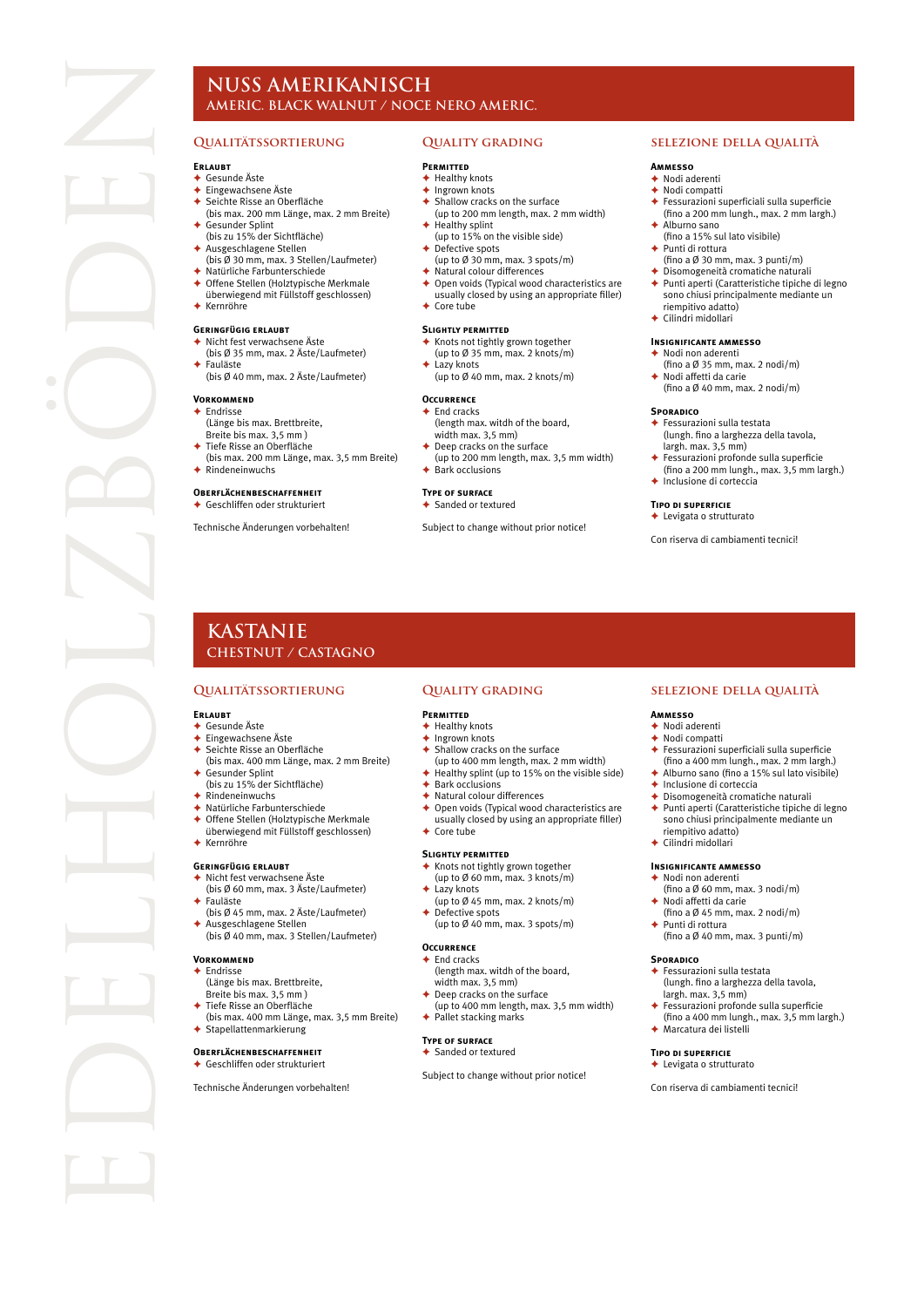# NUSS AMERIKANISCH
## AMERIC. BLACK WALNUT / NOCE NERO AMERIC.

### QUALITÄTSSORTIERUNG

**Erlaubt**
- Gesunde Äste
- Eingewachsene Äste
- Seichte Risse an Oberfläche (bis max. 200 mm Länge, max. 2 mm Breite)
- Gesunder Splint (bis zu 15% der Sichtfläche)
- Ausgeschlagene Stellen (bis Ø 30 mm, max. 3 Stellen/Laufmeter)
- Natürliche Farbunterschiede
- Offene Stellen (Holztypische Merkmale überwiegend mit Füllstoff geschlossen)
- Kernröhre

**Geringfügig erlaubt**
- Nicht fest verwachsene Äste (bis Ø 35 mm, max. 2 Äste/Laufmeter)
- Fauläste (bis Ø 40 mm, max. 2 Äste/Laufmeter)

**Vorkommend**
- Endrisse (Länge bis max. Brettbreite, Breite bis max. 3,5 mm )
- Tiefe Risse an Oberfläche (bis max. 200 mm Länge, max. 3,5 mm Breite)
- Rindeneinwuchs

**Oberflächenbeschaffenheit**
- Geschliffen oder strukturiert

Technische Änderungen vorbehalten!

### QUALITY GRADING

**Permitted**
- Healthy knots
- Ingrown knots
- Shallow cracks on the surface (up to 200 mm length, max. 2 mm width)
- Healthy splint (up to 15% on the visible side)
- Defective spots (up to Ø 30 mm, max. 3 spots/m)
- Natural colour differences
- Open voids (Typical wood characteristics are usually closed by using an appropriate filler)
- Core tube

**Slightly permitted**
- Knots not tightly grown together (up to Ø 35 mm, max. 2 knots/m)
- Lazy knots (up to Ø 40 mm, max. 2 knots/m)

**Occurrence**
- End cracks (length max. witdh of the board, width max. 3,5 mm)
- Deep cracks on the surface (up to 200 mm length, max. 3,5 mm width)
- Bark occlusions

**Type of surface**
- Sanded or textured

Subject to change without prior notice!

### SELEZIONE DELLA QUALITÀ

**Ammesso**
- Nodi aderenti
- Nodi compatti
- Fessurazioni superficiali sulla superficie (fino a 200 mm lungh., max. 2 mm largh.)
- Alburno sano (fino a 15% sul lato visibile)
- Punti di rottura (fino a Ø 30 mm, max. 3 punti/m)
- Disomogeneità cromatiche naturali
- Punti aperti (Caratteristiche tipiche di legno sono chiusi principalmente mediante un riempitivo adatto)
- Cilindri midollari

**Insignificante ammesso**
- Nodi non aderenti (fino a Ø 35 mm, max. 2 nodi/m)
- Nodi affetti da carie (fino a Ø 40 mm, max. 2 nodi/m)

**Sporadico**
- Fessurazioni sulla testata (lungh. fino a larghezza della tavola, largh. max. 3,5 mm)
- Fessurazioni profonde sulla superficie (fino a 200 mm lungh., max. 3,5 mm largh.)
- Inclusione di corteccia

**Tipo di superficie**
- Levigata o strutturato

Con riserva di cambiamenti tecnici!

# KASTANIE
## CHESTNUT / CASTAGNO

### QUALITÄTSSORTIERUNG

**Erlaubt**
- Gesunde Äste
- Eingewachsene Äste
- Seichte Risse an Oberfläche (bis max. 400 mm Länge, max. 2 mm Breite)
- Gesunder Splint (bis zu 15% der Sichtfläche)
- Rindeneinwuchs
- Natürliche Farbunterschiede
- Offene Stellen (Holztypische Merkmale überwiegend mit Füllstoff geschlossen)
- Kernröhre

**Geringfügig erlaubt**
- Nicht fest verwachsene Äste (bis Ø 60 mm, max. 3 Äste/Laufmeter)
- Fauläste (bis Ø 45 mm, max. 2 Äste/Laufmeter)
- Ausgeschlagene Stellen (bis Ø 40 mm, max. 3 Stellen/Laufmeter)

**Vorkommend**
- Endrisse (Länge bis max. Brettbreite, Breite bis max. 3,5 mm )
- Tiefe Risse an Oberfläche (bis max. 400 mm Länge, max. 3,5 mm Breite)
- Stapellattenmarkierung

**Oberflächenbeschaffenheit**
- Geschliffen oder strukturiert

Technische Änderungen vorbehalten!

### QUALITY GRADING

**Permitted**
- Healthy knots
- Ingrown knots
- Shallow cracks on the surface (up to 400 mm length, max. 2 mm width)
- Healthy splint (up to 15% on the visible side)
- Bark occlusions
- Natural colour differences
- Open voids (Typical wood characteristics are usually closed by using an appropriate filler)
- Core tube

**Slightly permitted**
- Knots not tightly grown together (up to Ø 60 mm, max. 3 knots/m)
- Lazy knots (up to Ø 45 mm, max. 2 knots/m)
- Defective spots (up to Ø 40 mm, max. 3 spots/m)

**Occurrence**
- End cracks (length max. witdh of the board, width max. 3,5 mm)
- Deep cracks on the surface (up to 400 mm length, max. 3,5 mm width)
- Pallet stacking marks

**Type of surface**
- Sanded or textured

Subject to change without prior notice!

### SELEZIONE DELLA QUALITÀ

**Ammesso**
- Nodi aderenti
- Nodi compatti
- Fessurazioni superficiali sulla superficie (fino a 400 mm lungh., max. 2 mm largh.)
- Alburno sano (fino a 15% sul lato visibile)
- Inclusione di corteccia
- Disomogeneità cromatiche naturali
- Punti aperti (Caratteristiche tipiche di legno sono chiusi principalmente mediante un riempitivo adatto)
- Cilindri midollari

**Insignificante ammesso**
- Nodi non aderenti (fino a Ø 60 mm, max. 3 nodi/m)
- Nodi affetti da carie (fino a Ø 45 mm, max. 2 nodi/m)
- Punti di rottura (fino a Ø 40 mm, max. 3 punti/m)

**Sporadico**
- Fessurazioni sulla testata (lungh. fino a larghezza della tavola, largh. max. 3,5 mm)
- Fessurazioni profonde sulla superficie (fino a 400 mm lungh., max. 3,5 mm largh.)
- Marcatura dei listelli

**Tipo di superficie**
- Levigata o strutturato

Con riserva di cambiamenti tecnici!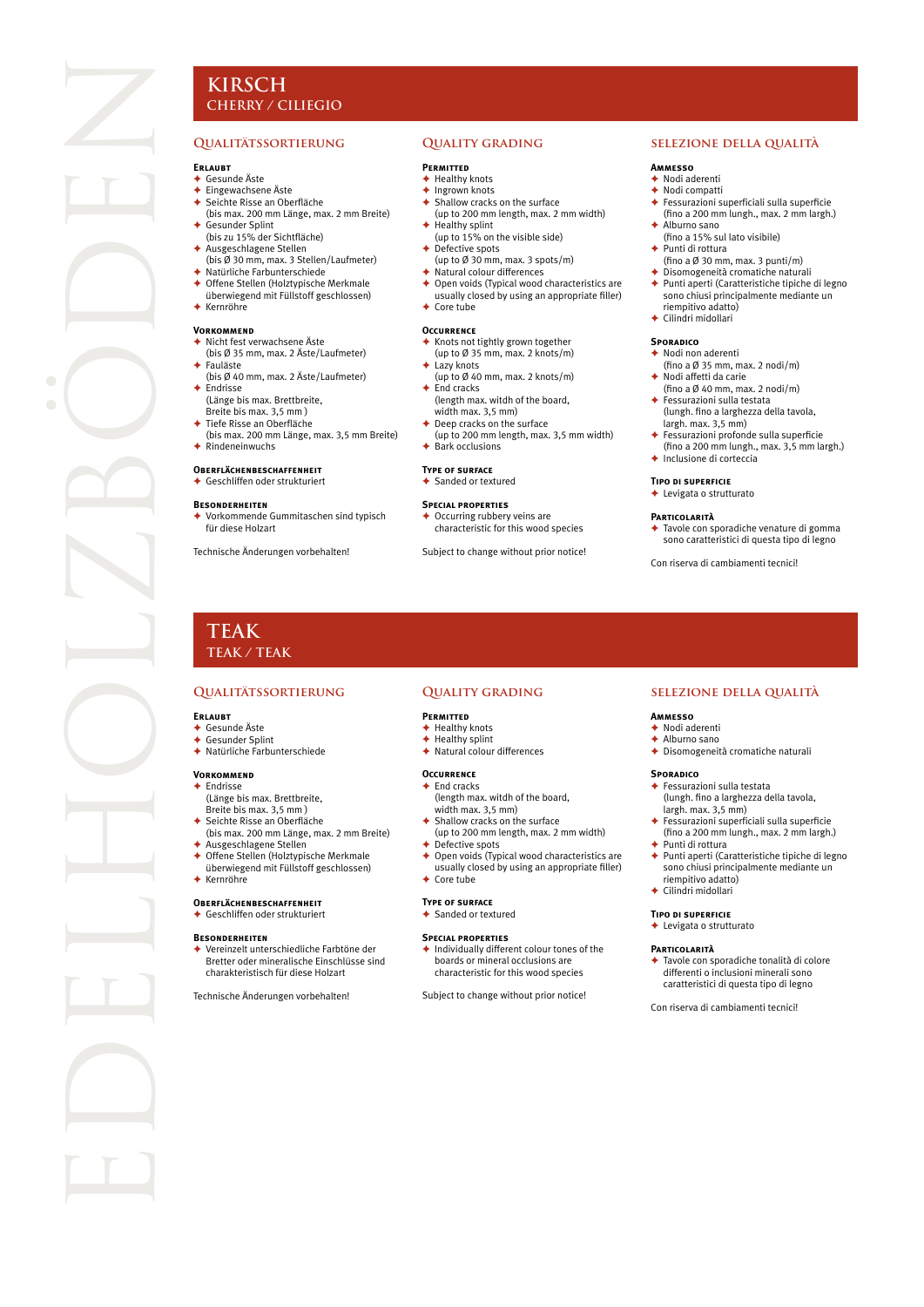# KIRSCH

## CHERRY / CILIEGIO

### Qualitätssortierung

**Erlaubt**
- Gesunde Äste
- Eingewachsene Äste
- Seichte Risse an Oberfläche (bis max. 200 mm Länge, max. 2 mm Breite)
- Gesunder Splint (bis zu 15% der Sichtfläche)
- Ausgeschlagene Stellen (bis Ø 30 mm, max. 3 Stellen/Laufmeter)
- Natürliche Farbunterschiede
- Offene Stellen (Holztypische Merkmale überwiegend mit Füllstoff geschlossen)
- Kernröhre

**Vorkommend**
- Nicht fest verwachsene Äste (bis Ø 35 mm, max. 2 Äste/Laufmeter)
- Fauläste (bis Ø 40 mm, max. 2 Äste/Laufmeter)
- Endrisse (Länge bis max. Brettbreite, Breite bis max. 3,5 mm )
- Tiefe Risse an Oberfläche (bis max. 200 mm Länge, max. 3,5 mm Breite)
- Rindeneinwuchs

**Oberflächenbeschaffenheit**
- Geschliffen oder strukturiert

**Besonderheiten**
- Vorkommende Gummitaschen sind typisch für diese Holzart

Technische Änderungen vorbehalten!

### Quality grading

**Permitted**
- Healthy knots
- Ingrown knots
- Shallow cracks on the surface (up to 200 mm length, max. 2 mm width)
- Healthy splint (up to 15% on the visible side)
- Defective spots (up to Ø 30 mm, max. 3 spots/m)
- Natural colour differences
- Open voids (Typical wood characteristics are usually closed by using an appropriate filler)
- Core tube

**Occurrence**
- Knots not tightly grown together (up to Ø 35 mm, max. 2 knots/m)
- Lazy knots (up to Ø 40 mm, max. 2 knots/m)
- End cracks (length max. witdh of the board, width max. 3,5 mm)
- Deep cracks on the surface (up to 200 mm length, max. 3,5 mm width)
- Bark occlusions

**Type of surface**
- Sanded or textured

**Special properties**
- Occurring rubbery veins are characteristic for this wood species

Subject to change without prior notice!

### Selezione della qualità

**Ammesso**
- Nodi aderenti
- Nodi compatti
- Fessurazioni superficiali sulla superficie (fino a 200 mm lungh., max. 2 mm largh.)
- Alburno sano (fino a 15% sul lato visibile)
- Punti di rottura (fino a Ø 30 mm, max. 3 punti/m)
- Disomogeneità cromatiche naturali
- Punti aperti (Caratteristiche tipiche di legno sono chiusi principalmente mediante un riempitivo adatto)
- Cilindri midollari

**Sporadico**
- Nodi non aderenti (fino a Ø 35 mm, max. 2 nodi/m)
- Nodi affetti da carie (fino a Ø 40 mm, max. 2 nodi/m)
- Fessurazioni sulla testata (lungh. fino a larghezza della tavola, largh. max. 3,5 mm)
- Fessurazioni profonde sulla superficie (fino a 200 mm lungh., max. 3,5 mm largh.)
- Inclusione di corteccia

**Tipo di superficie**
- Levigata o strutturato

**Particolarità**
- Tavole con sporadiche venature di gomma sono caratteristici di questa tipo di legno

Con riserva di cambiamenti tecnici!

# TEAK

## TEAK / TEAK

### Qualitätssortierung

**Erlaubt**
- Gesunde Äste
- Gesunder Splint
- Natürliche Farbunterschiede

**Vorkommend**
- Endrisse (Länge bis max. Brettbreite, Breite bis max. 3,5 mm )
- Seichte Risse an Oberfläche (bis max. 200 mm Länge, max. 2 mm Breite)
- Ausgeschlagene Stellen
- Offene Stellen (Holztypische Merkmale überwiegend mit Füllstoff geschlossen)
- Kernröhre

**Oberflächenbeschaffenheit**
- Geschliffen oder strukturiert

**Besonderheiten**
- Vereinzelt unterschiedliche Farbtöne der Bretter oder mineralische Einschlüsse sind charakteristisch für diese Holzart

Technische Änderungen vorbehalten!

### Quality grading

**Permitted**
- Healthy knots
- Healthy splint
- Natural colour differences

**Occurrence**
- End cracks (length max. witdh of the board, width max. 3,5 mm)
- Shallow cracks on the surface (up to 200 mm length, max. 2 mm width)
- Defective spots
- Open voids (Typical wood characteristics are usually closed by using an appropriate filler)
- Core tube

**Type of surface**
- Sanded or textured

**Special properties**
- Individually different colour tones of the boards or mineral occlusions are characteristic for this wood species

Subject to change without prior notice!

### Selezione della qualità

**Ammesso**
- Nodi aderenti
- Alburno sano
- Disomogeneità cromatiche naturali

**Sporadico**
- Fessurazioni sulla testata (lungh. fino a larghezza della tavola, largh. max. 3,5 mm)
- Fessurazioni superficiali sulla superficie (fino a 200 mm lungh., max. 2 mm largh.)
- Punti di rottura
- Punti aperti (Caratteristiche tipiche di legno sono chiusi principalmente mediante un riempitivo adatto)
- Cilindri midollari

**Tipo di superficie**
- Levigata o strutturato

**Particolarità**
- Tavole con sporadiche tonalità di colore differenti o inclusioni minerali sono caratteristici di questa tipo di legno

Con riserva di cambiamenti tecnici!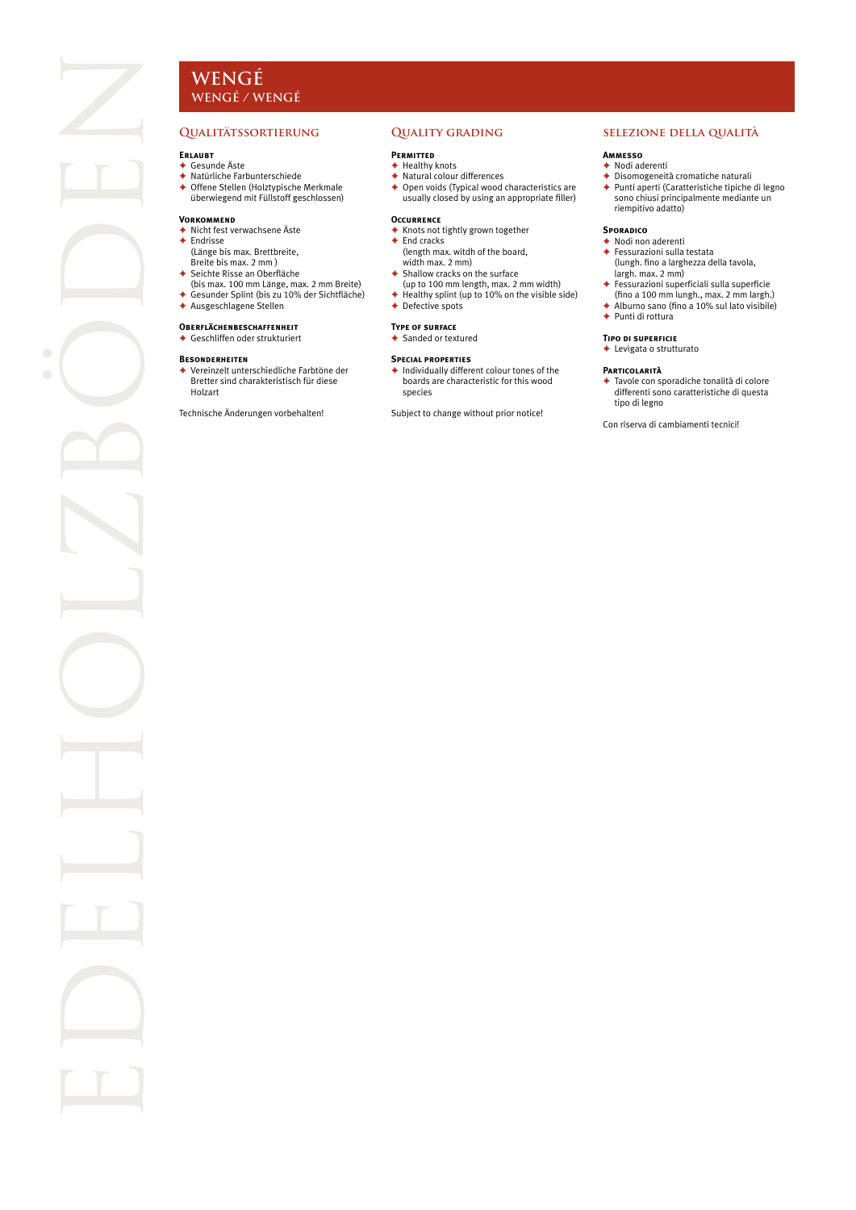# WENGÉ

## WENGÉ / WENGÉ

### Qualitätssortierung

**Erlaubt**

- Gesunde Äste
- Natürliche Farbunterschiede
- Offene Stellen (Holztypische Merkmale überwiegend mit Füllstoff geschlossen)

**Vorkommend**

- Nicht fest verwachsene Äste
- Endrisse
  (Länge bis max. Brettbreite, Breite bis max. 2 mm )
- Seichte Risse an Oberfläche
  (bis max. 100 mm Länge, max. 2 mm Breite)
- Gesunder Splint (bis zu 10% der Sichtfläche)
- Ausgeschlagene Stellen

**Oberflächenbeschaffenheit**

- Geschliffen oder strukturiert

**Besonderheiten**

- Vereinzelt unterschiedliche Farbtöne der Bretter sind charakteristisch für diese Holzart

Technische Änderungen vorbehalten!

### Quality Grading

**Permitted**

- Healthy knots
- Natural colour differences
- Open voids (Typical wood characteristics are usually closed by using an appropriate filler)

**Occurrence**

- Knots not tightly grown together
- End cracks
  (length max. witdh of the board, width max. 2 mm)
- Shallow cracks on the surface
  (up to 100 mm length, max. 2 mm width)
- Healthy splint (up to 10% on the visible side)
- Defective spots

**Type of surface**

- Sanded or textured

**Special properties**

- Individually different colour tones of the boards are characteristic for this wood species

Subject to change without prior notice!

### Selezione della qualità

**Ammesso**

- Nodi aderenti
- Disomogeneità cromatiche naturali
- Punti aperti (Caratteristiche tipiche di legno sono chiusi principalmente mediante un riempitivo adatto)

**Sporadico**

- Nodi non aderenti
- Fessurazioni sulla testata
  (lungh. fino a larghezza della tavola, largh. max. 2 mm)
- Fessurazioni superficiali sulla superficie
  (fino a 100 mm lungh., max. 2 mm largh.)
- Alburno sano (fino a 10% sul lato visibile)
- Punti di rottura

**Tipo di superficie**

- Levigata o strutturato

**Particolarità**

- Tavole con sporadiche tonalità di colore differenti sono caratteristiche di questa tipo di legno

Con riserva di cambiamenti tecnici!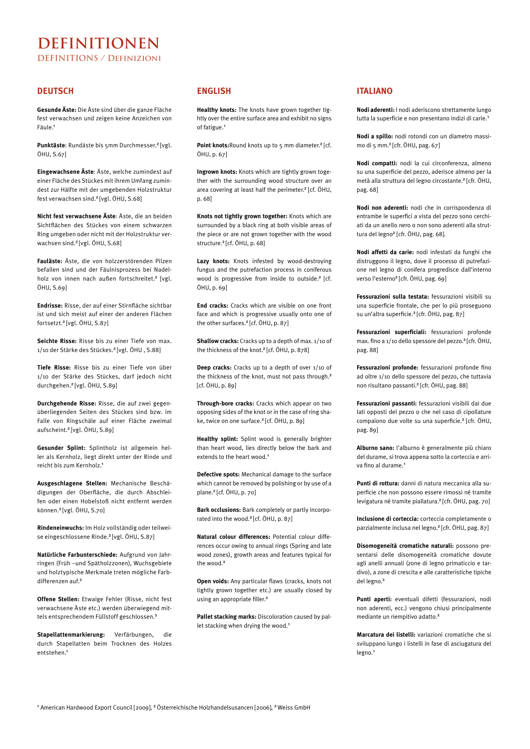# DEFINITIONEN

## DEFINITIONS / DEFINIZIONI

### DEUTSCH

**Gesunde Äste:** Die Äste sind über die ganze Fläche fest verwachsen und zeigen keine Anzeichen von Fäule.[1]

**Punktäste**: Rundäste bis 5mm Durchmesser.[2] [vgl. ÖHU, S.67]

**Eingewachsene Äste**: Äste, welche zumindest auf einer Fläche des Stückes mit ihrem Umfang zumindest zur Hälfte mit der umgebenden Holzstruktur fest verwachsen sind.[2] [vgl. ÖHU, S.68]

**Nicht fest verwachsene Äste**: Äste, die an beiden Sichtflächen des Stückes von einem schwarzen Ring umgeben oder nicht mit der Holzstruktur verwachsen sind.[2] [vgl. ÖHU, S.68]

**Fauläste:** Äste, die von holzzerstörenden Pilzen befallen sind und der Fäulnisprozess bei Nadelholz von innen nach außen fortschreitet.[2] [vgl. ÖHU, S.69]

**Endrisse:** Risse, der auf einer Stirnfläche sichtbar ist und sich meist auf einer der anderen Flächen fortsetzt.[2] [vgl. ÖHU, S.87]

**Seichte Risse:** Risse bis zu einer Tiefe von max. 1/10 der Stärke des Stückes.[2] [vgl. ÖHU , S.88]

**Tiefe Risse:** Risse bis zu einer Tiefe von über 1/10 der Stärke des Stückes, darf jedoch nicht durchgehen.[2] [vgl. ÖHU, S.89]

**Durchgehende Risse:** Risse, die auf zwei gegenüberliegenden Seiten des Stückes sind bzw. im Falle von Ringschäle auf einer Fläche zweimal aufscheint.[2] [vgl. ÖHU, S.89]

**Gesunder Splint:** Splintholz ist allgemein heller als Kernholz, liegt direkt unter der Rinde und reicht bis zum Kernholz.[1]

**Ausgeschlagene Stellen:** Mechanische Beschädigungen der Oberfläche, die durch Abschleifen oder einen Hobelstoß nicht entfernt werden können.[2] [vgl. ÖHU, S.70]

**Rindeneinwuchs:** Im Holz vollständig oder teilweise eingeschlossene Rinde.[2] [vgl. ÖHU, S.87]

**Natürliche Farbunterschiede:** Aufgrund von Jahrringen (Früh –und Spätholzzonen), Wuchsgebiete und holztypische Merkmale treten mögliche Farbdifferenzen auf.[3]

**Offene Stellen:** Etwaige Fehler (Risse, nicht fest verwachsene Äste etc.) werden überwiegend mittels entsprechendem Füllstoff geschlossen.[3]

**Stapellattenmarkierung:** Verfärbungen, die durch Stapellatten beim Trocknen des Holzes entstehen.[1]

### ENGLISH

**Healthy knots:** The knots have grown together tightly over the entire surface area and exhibit no signs of fatigue.[1]

**Point knots:**Round knots up to 5 mm diameter.[2] [cf. ÖHU, p. 67]

**Ingrown knots:** Knots which are tightly grown together with the surrounding wood structure over an area covering at least half the perimeter.[2] [cf. ÖHU, p. 68]

**Knots not tightly grown together:** Knots which are surrounded by a black ring at both visible areas of the piece or are not grown together with the wood structure.[2] [cf. ÖHU, p. 68]

**Lazy knots:** Knots infested by wood-destroying fungus and the putrefaction process in coniferous wood is progressive from inside to outside.[2] [cf. ÖHU, p. 69]

**End cracks:** Cracks which are visible on one front face and which is progressive usually onto one of the other surfaces.[2] [cf. ÖHU, p. 87]

**Shallow cracks:** Cracks up to a depth of max. 1/10 of the thickness of the knot.[2] [cf. ÖHU, p. 878]

**Deep cracks:** Cracks up to a depth of over 1/10 of the thickness of the knot, must not pass through.[2] [cf. ÖHU, p. 89]

**Through-bore cracks:** Cracks which appear on two opposing sides of the knot or in the case of ring shake, twice on one surface.[2] [cf. ÖHU, p. 89]

**Healthy splint:** Splint wood is generally brighter than heart wood, lies directly below the bark and extends to the heart wood.[1]

**Defective spots:** Mechanical damage to the surface which cannot be removed by polishing or by use of a plane.[2] [cf. ÖHU, p. 70]

**Bark occlusions:** Bark completely or partly incorporated into the wood.[2] [cf. ÖHU, p. 87]

**Natural colour differences:** Potential colour differences occur owing to annual rings (Spring and late wood zones), growth areas and features typical for the wood.[3]

**Open voids:** Any particular flaws (cracks, knots not tightly grown together etc.) are usually closed by using an appropriate filler.[3]

**Pallet stacking marks:** Discoloration caused by pallet stacking when drying the wood.[1]

### ITALIANO

**Nodi aderenti:** I nodi aderiscono strettamente lungo tutta la superficie e non presentano indizi di carie.[1]

**Nodi a spillo:** nodi rotondi con un diametro massimo di 5 mm.[2] [cfr. ÖHU, pag. 67]

**Nodi compatti:** nodi la cui circonferenza, almeno su una superficie del pezzo, aderisce almeno per la metà alla struttura del legno circostante.[2] [cfr. ÖHU, pag. 68]

**Nodi non aderenti:** nodi che in corrispondenza di entrambe le superfici a vista del pezzo sono cerchiati da un anello nero o non sono aderenti alla struttura del legno[2] [cfr. ÖHU, pag. 68].

**Nodi affetti da carie:** nodi infestati da funghi che distruggono il legno, dove il processo di putrefazione nel legno di conifera progredisce dall'interno verso l'esterno[2] [cfr. ÖHU, pag. 69]

**Fessurazioni sulla testata:** fessurazioni visibili su una superficie frontale, che per lo più proseguono su un'altra superficie.[2] [cfr. ÖHU, pag. 87]

**Fessurazioni superficiali:** fessurazioni profonde max. fino a 1/10 dello spessore del pezzo.[2] [cfr. ÖHU, pag. 88]

**Fessurazioni profonde:** fessurazioni profonde fino ad oltre 1/10 dello spessore del pezzo, che tuttavia non risultano passanti.[2] [cfr. ÖHU, pag. 88]

**Fessurazioni passanti:** fessurazioni visibili dai due lati opposti del pezzo o che nel caso di cipollature compaiono due volte su una superficie.[2] [cfr. ÖHU, pag. 89]

**Alburno sano:** l'alburno è generalmente più chiaro del durame, si trova appena sotto la corteccia e arriva fino al durame.[1]

**Punti di rottura:** danni di natura meccanica alla superficie che non possono essere rimossi né tramite levigatura né tramite piallatura.[2] [cfr. ÖHU, pag. 70]

**Inclusione di corteccia:** corteccia completamente o parzialmente inclusa nel legno.[2] [cfr. ÖHU, pag. 87]

**Disomogeneità cromatiche naturali:** possono presentarsi delle disomogeneità cromatiche dovute agli anelli annuali (zone di legno primaticcio e tardivo), a zone di crescita e alle caratteristiche tipiche del legno.[3]

**Punti aperti:** eventuali difetti (fessurazioni, nodi non aderenti, ecc.) vengono chiusi principalmente mediante un riempitivo adatto.[3]

**Marcatura dei listelli:** variazioni cromatiche che si sviluppano lungo i listelli in fase di asciugatura del legno.[1]

---

[1] American Hardwood Export Council [2009], [2] Österreichische Holzhandelsusancen [2006], [3] Weiss GmbH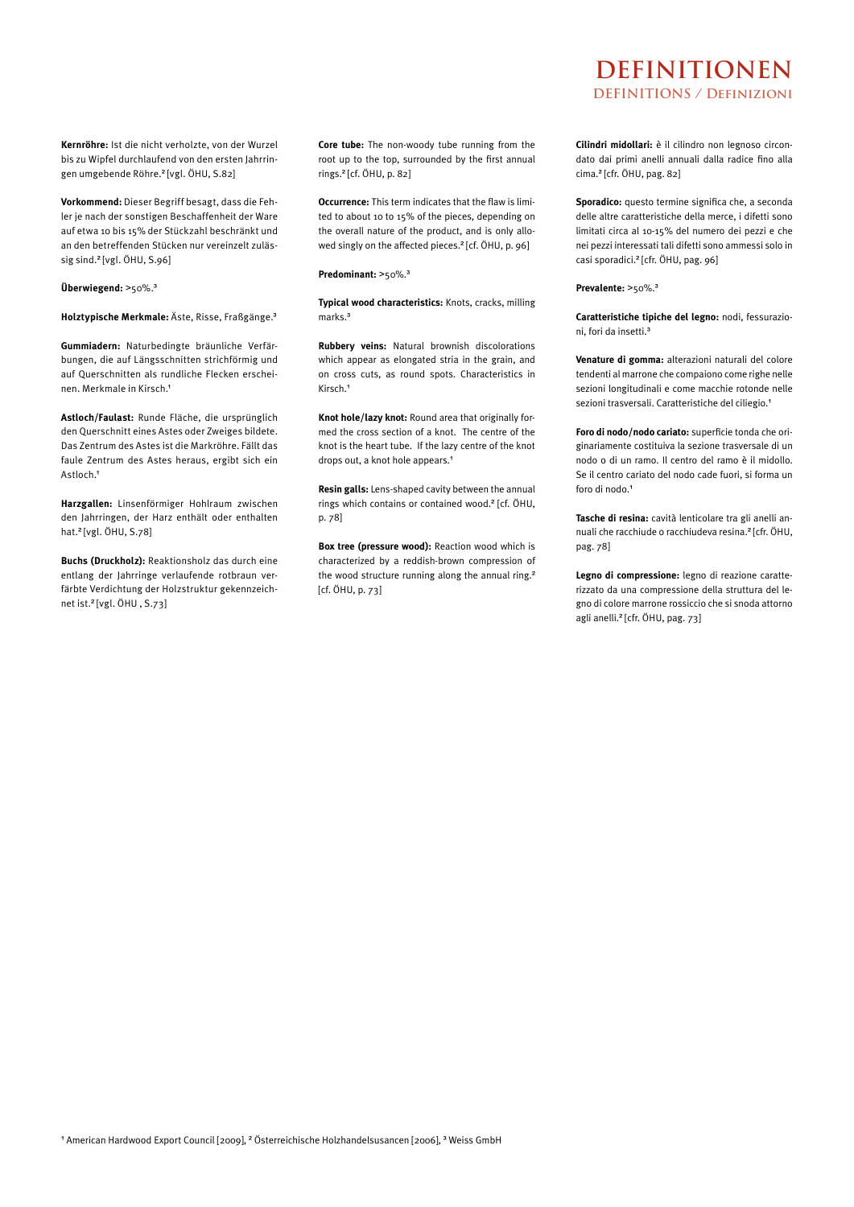# DEFINITIONEN

## DEFINITIONS / Definizioni

**Kernröhre:** Ist die nicht verholzte, von der Wurzel bis zu Wipfel durchlaufend von den ersten Jahrringen umgebende Röhre.[2] [vgl. ÖHU, S.82]

**Vorkommend:** Dieser Begriff besagt, dass die Fehler je nach der sonstigen Beschaffenheit der Ware auf etwa 10 bis 15% der Stückzahl beschränkt und an den betreffenden Stücken nur vereinzelt zulässig sind.[2] [vgl. ÖHU, S.96]

**Überwiegend:** >50%.[3]

**Holztypische Merkmale:** Äste, Risse, Fraßgänge.[3]

**Gummiadern:** Naturbedingte bräunliche Verfärbungen, die auf Längsschnitten strichförmig und auf Querschnitten als rundliche Flecken erscheinen. Merkmale in Kirsch.[1]

**Astloch/Faulast:** Runde Fläche, die ursprünglich den Querschnitt eines Astes oder Zweiges bildete. Das Zentrum des Astes ist die Markröhre. Fällt das faule Zentrum des Astes heraus, ergibt sich ein Astloch.[1]

**Harzgallen:** Linsenförmiger Hohlraum zwischen den Jahrringen, der Harz enthält oder enthalten hat.[2] [vgl. ÖHU, S.78]

**Buchs (Druckholz):** Reaktionsholz das durch eine entlang der Jahrringe verlaufende rotbraun verfärbte Verdichtung der Holzstruktur gekennzeichnet ist.[2] [vgl. ÖHU , S.73]

**Core tube:** The non-woody tube running from the root up to the top, surrounded by the first annual rings.[2] [cf. ÖHU, p. 82]

**Occurrence:** This term indicates that the flaw is limited to about 10 to 15% of the pieces, depending on the overall nature of the product, and is only allowed singly on the affected pieces.[2] [cf. ÖHU, p. 96]

**Predominant:** >50%.[3]

**Typical wood characteristics:** Knots, cracks, milling marks.[3]

**Rubbery veins:** Natural brownish discolorations which appear as elongated stria in the grain, and on cross cuts, as round spots. Characteristics in Kirsch.[1]

**Knot hole/lazy knot:** Round area that originally formed the cross section of a knot. The centre of the knot is the heart tube. If the lazy centre of the knot drops out, a knot hole appears.[1]

**Resin galls:** Lens-shaped cavity between the annual rings which contains or contained wood.[2] [cf. ÖHU, p. 78]

**Box tree (pressure wood):** Reaction wood which is characterized by a reddish-brown compression of the wood structure running along the annual ring.[2] [cf. ÖHU, p. 73]

**Cilindri midollari:** è il cilindro non legnoso circondato dai primi anelli annuali dalla radice fino alla cima.[2] [cfr. ÖHU, pag. 82]

**Sporadico:** questo termine significa che, a seconda delle altre caratteristiche della merce, i difetti sono limitati circa al 10-15% del numero dei pezzi e che nei pezzi interessati tali difetti sono ammessi solo in casi sporadici.[2] [cfr. ÖHU, pag. 96]

**Prevalente:** >50%.[3]

**Caratteristiche tipiche del legno:** nodi, fessurazioni, fori da insetti.[3]

**Venature di gomma:** alterazioni naturali del colore tendenti al marrone che compaiono come righe nelle sezioni longitudinali e come macchie rotonde nelle sezioni trasversali. Caratteristiche del ciliegio.[1]

**Foro di nodo/nodo cariato:** superficie tonda che originariamente costituiva la sezione trasversale di un nodo o di un ramo. Il centro del ramo è il midollo. Se il centro cariato del nodo cade fuori, si forma un foro di nodo.[1]

**Tasche di resina:** cavità lenticolare tra gli anelli annuali che racchiude o racchiudeva resina.[2] [cfr. ÖHU, pag. 78]

**Legno di compressione:** legno di reazione caratterizzato da una compressione della struttura del legno di colore marrone rossiccio che si snoda attorno agli anelli.[2] [cfr. ÖHU, pag. 73]

[1] American Hardwood Export Council [2009], [2] Österreichische Holzhandelsusancen [2006], [3] Weiss GmbH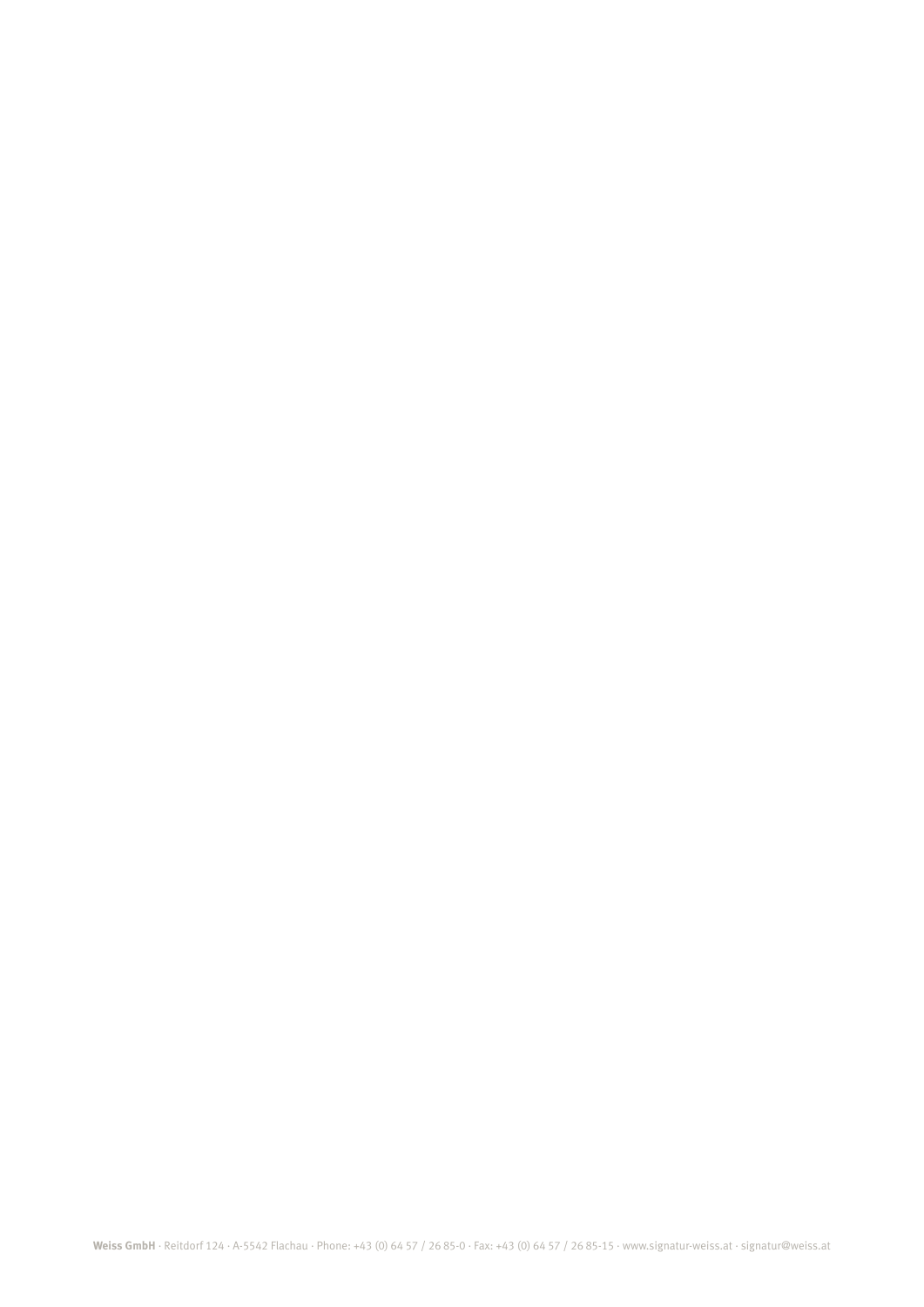**Weiss GmbH** · Reitdorf 124 · A-5542 Flachau · Phone: +43 (0) 64 57 / 26 85-0 · Fax: +43 (0) 64 57 / 26 85-15 · www.signatur-weiss.at · signatur@weiss.at